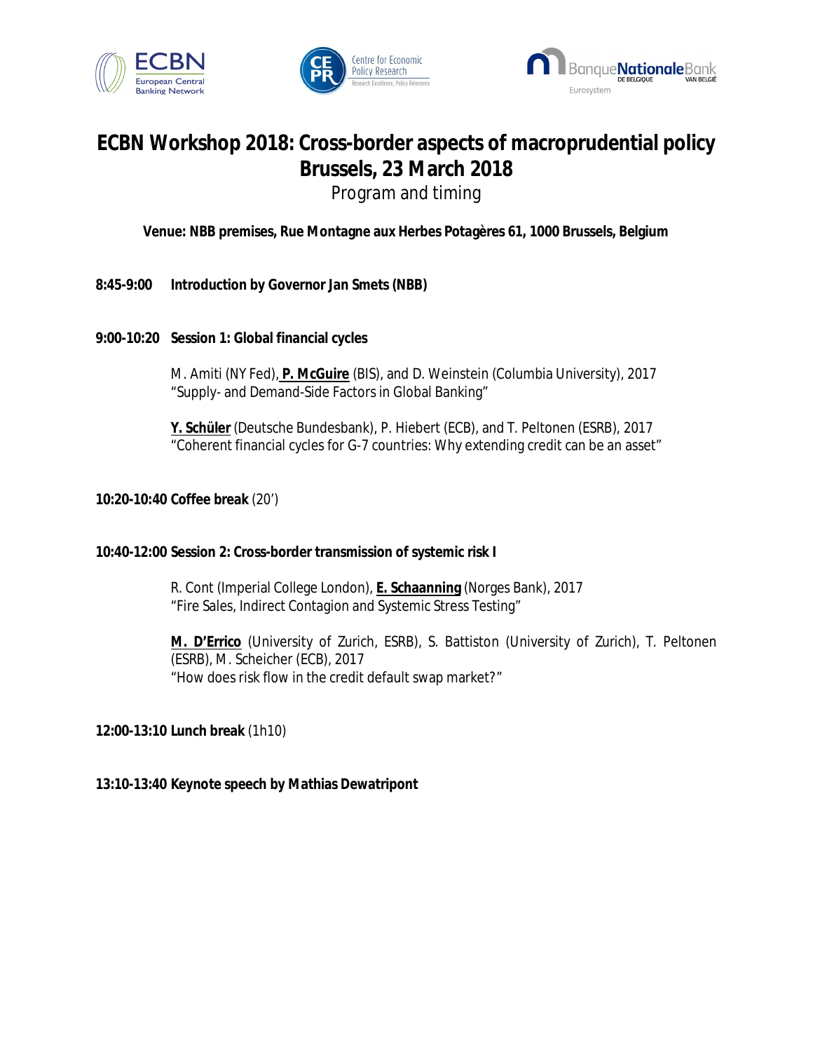# ECBN Workshop 2018: Cross-border aspects of macroprudential policy
# Brussels, 23 March 2018

Program and timing

**Venue: NBB premises, Rue Montagne aux Herbes Potagères 61, 1000 Brussels, Belgium**

**8:45-9:00 Introduction by Governor Jan Smets (NBB)**

**9:00-10:20 Session 1: Global financial cycles**

M. Amiti (NY Fed), **P. McGuire** (BIS), and D. Weinstein (Columbia University), 2017
"Supply- and Demand-Side Factors in Global Banking"

**Y. Schüler** (Deutsche Bundesbank), P. Hiebert (ECB), and T. Peltonen (ESRB), 2017
"Coherent financial cycles for G-7 countries: Why extending credit can be an asset"

**10:20-10:40 Coffee break** (20')

**10:40-12:00 Session 2: Cross-border transmission of systemic risk I**

R. Cont (Imperial College London), **E. Schaanning** (Norges Bank), 2017
"Fire Sales, Indirect Contagion and Systemic Stress Testing"

**M. D'Errico** (University of Zurich, ESRB), S. Battiston (University of Zurich), T. Peltonen (ESRB), M. Scheicher (ECB), 2017
"How does risk flow in the credit default swap market?"

**12:00-13:10 Lunch break** (1h10)

**13:10-13:40 Keynote speech by Mathias Dewatripont**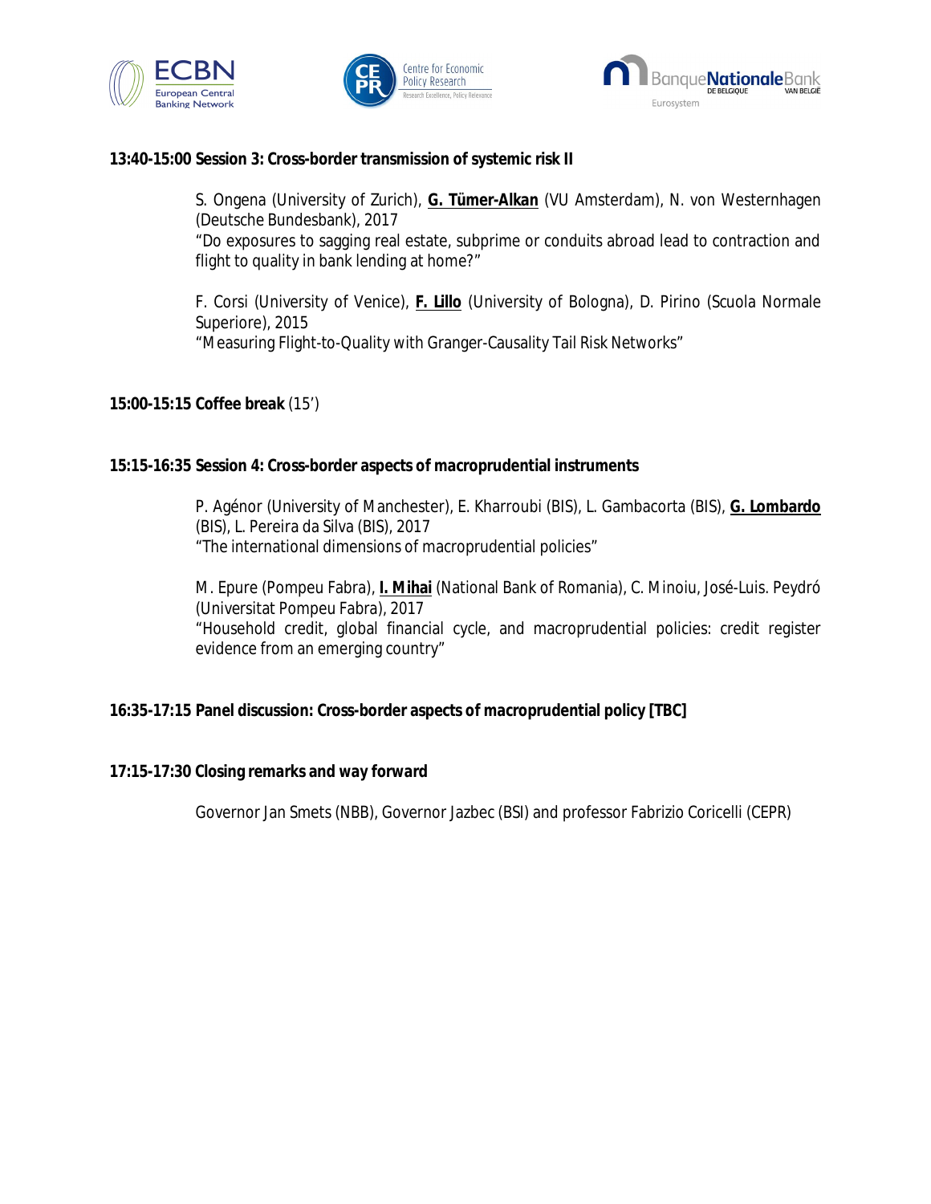**13:40-15:00 Session 3: Cross-border transmission of systemic risk II**

S. Ongena (University of Zurich), **G. Tümer-Alkan** (VU Amsterdam), N. von Westernhagen (Deutsche Bundesbank), 2017
"Do exposures to sagging real estate, subprime or conduits abroad lead to contraction and flight to quality in bank lending at home?"

F. Corsi (University of Venice), **F. Lillo** (University of Bologna), D. Pirino (Scuola Normale Superiore), 2015
"Measuring Flight-to-Quality with Granger-Causality Tail Risk Networks"

**15:00-15:15 Coffee break** (15')

**15:15-16:35 Session 4: Cross-border aspects of macroprudential instruments**

P. Agénor (University of Manchester), E. Kharroubi (BIS), L. Gambacorta (BIS), **G. Lombardo** (BIS), L. Pereira da Silva (BIS), 2017
"The international dimensions of macroprudential policies"

M. Epure (Pompeu Fabra), **I. Mihai** (National Bank of Romania), C. Minoiu, José-Luis. Peydró (Universitat Pompeu Fabra), 2017
"Household credit, global financial cycle, and macroprudential policies: credit register evidence from an emerging country"

**16:35-17:15 Panel discussion: Cross-border aspects of macroprudential policy [TBC]**

**17:15-17:30 Closing remarks and way forward**

Governor Jan Smets (NBB), Governor Jazbec (BSI) and professor Fabrizio Coricelli (CEPR)